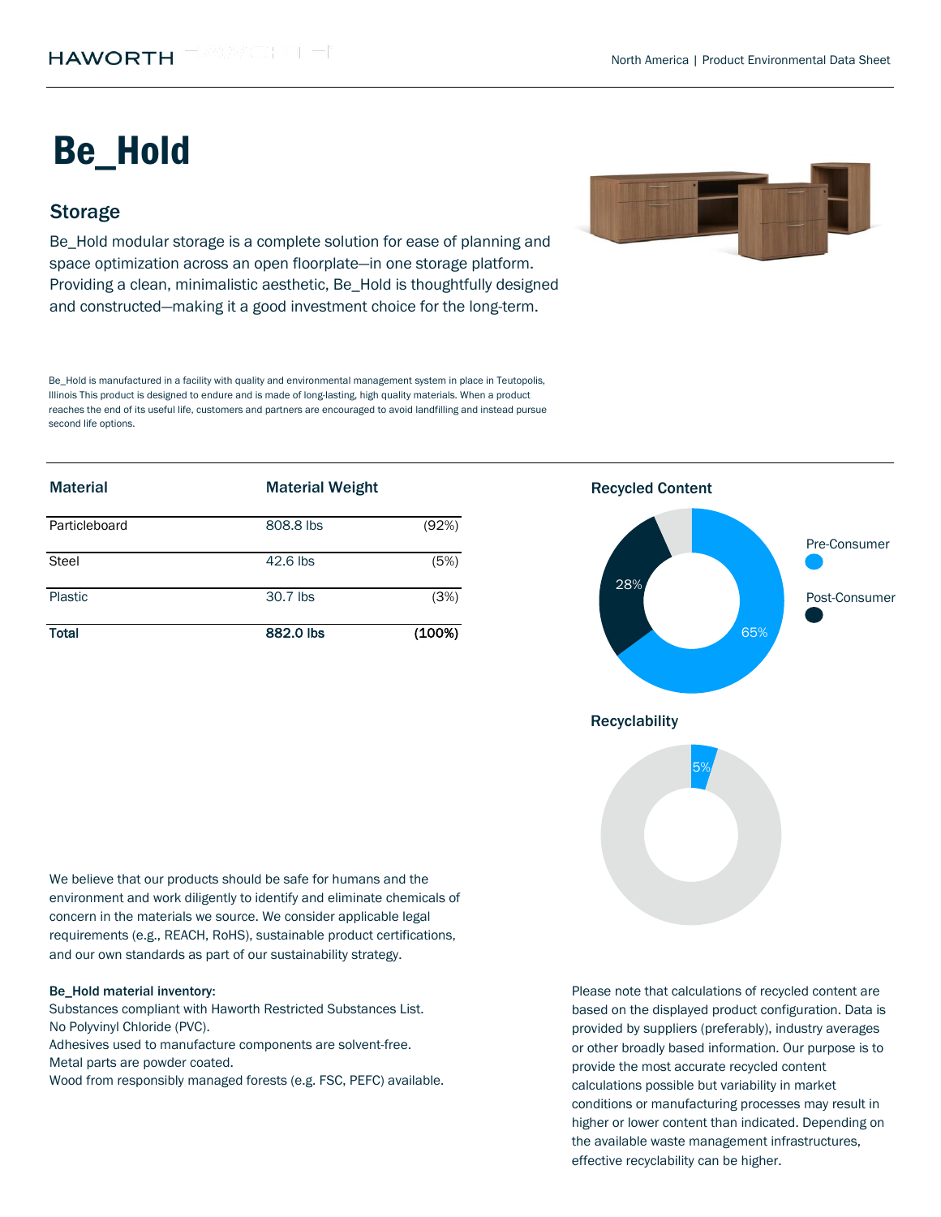# Be_Hold

## Storage

Be_Hold modular storage is a complete solution for ease of planning and space optimization across an open floorplate—in one storage platform. Providing a clean, minimalistic aesthetic, Be_Hold is thoughtfully designed and constructed—making it a good investment choice for the long-term.

Be_Hold is manufactured in a facility with quality and environmental management system in place in Teutopolis, Illinois This product is designed to endure and is made of long-lasting, high quality materials. When a product reaches the end of its useful life, customers and partners are encouraged to avoid landfilling and instead pursue second life options.

| Material | Material Weight | |
|---|---|---|
| Particleboard | 808.8 lbs | (92%) |
| Steel | 42.6 lbs | (5%) |
| Plastic | 30.7 lbs | (3%) |
| **Total** | **882.0 lbs** | **(100%)** |

### Recycled Content

Pre-Consumer: 65%
Post-Consumer: 28%

### Recyclability

5%

We believe that our products should be safe for humans and the environment and work diligently to identify and eliminate chemicals of concern in the materials we source. We consider applicable legal requirements (e.g., REACH, RoHS), sustainable product certifications, and our own standards as part of our sustainability strategy.

**Be_Hold material inventory:**

Substances compliant with Haworth Restricted Substances List.
No Polyvinyl Chloride (PVC).
Adhesives used to manufacture components are solvent-free.
Metal parts are powder coated.
Wood from responsibly managed forests (e.g. FSC, PEFC) available.

Please note that calculations of recycled content are based on the displayed product configuration. Data is provided by suppliers (preferably), industry averages or other broadly based information. Our purpose is to provide the most accurate recycled content calculations possible but variability in market conditions or manufacturing processes may result in higher or lower content than indicated. Depending on the available waste management infrastructures, effective recyclability can be higher.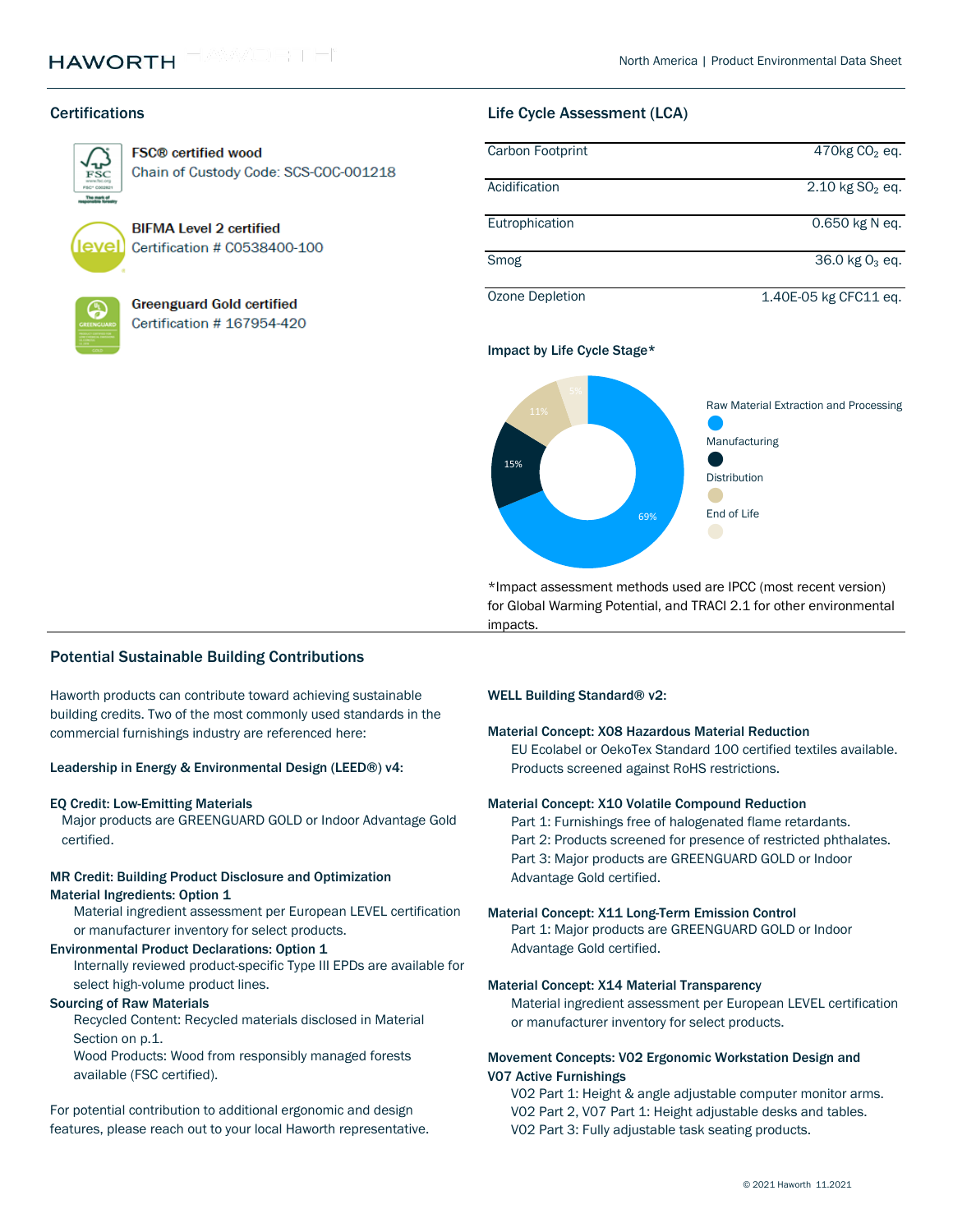## Certifications

**FSC® certified wood**
Chain of Custody Code: SCS-COC-001218

**BIFMA Level 2 certified**
Certification # C0538400-100

**Greenguard Gold certified**
Certification # 167954-420

## Life Cycle Assessment (LCA)

| | |
|---|---|
| Carbon Footprint | 470kg $CO_2$ eq. |
| Acidification | 2.10 kg $SO_2$ eq. |
| Eutrophication | 0.650 kg N eq. |
| Smog | 36.0 kg $O_3$ eq. |
| Ozone Depletion | 1.40E-05 kg CFC11 eq. |

### Impact by Life Cycle Stage*

Raw Material Extraction and Processing
Manufacturing
Distribution
End of Life

69%
15%
11%
5%

*Impact assessment methods used are IPCC (most recent version) for Global Warming Potential, and TRACI 2.1 for other environmental impacts.

## Potential Sustainable Building Contributions

Haworth products can contribute toward achieving sustainable building credits. Two of the most commonly used standards in the commercial furnishings industry are referenced here:

**Leadership in Energy & Environmental Design (LEED®) v4:**

**EQ Credit: Low-Emitting Materials**
Major products are GREENGUARD GOLD or Indoor Advantage Gold certified.

**MR Credit: Building Product Disclosure and Optimization**
**Material Ingredients: Option 1**
Material ingredient assessment per European LEVEL certification or manufacturer inventory for select products.
**Environmental Product Declarations: Option 1**
Internally reviewed product-specific Type III EPDs are available for select high-volume product lines.
**Sourcing of Raw Materials**
Recycled Content: Recycled materials disclosed in Material Section on p.1.
Wood Products: Wood from responsibly managed forests available (FSC certified).

For potential contribution to additional ergonomic and design features, please reach out to your local Haworth representative.

**WELL Building Standard® v2:**

**Material Concept: X08 Hazardous Material Reduction**
EU Ecolabel or OekoTex Standard 100 certified textiles available.
Products screened against RoHS restrictions.

**Material Concept: X10 Volatile Compound Reduction**
Part 1: Furnishings free of halogenated flame retardants.
Part 2: Products screened for presence of restricted phthalates.
Part 3: Major products are GREENGUARD GOLD or Indoor Advantage Gold certified.

**Material Concept: X11 Long-Term Emission Control**
Part 1: Major products are GREENGUARD GOLD or Indoor Advantage Gold certified.

**Material Concept: X14 Material Transparency**
Material ingredient assessment per European LEVEL certification or manufacturer inventory for select products.

**Movement Concepts: V02 Ergonomic Workstation Design and V07 Active Furnishings**
V02 Part 1: Height & angle adjustable computer monitor arms.
V02 Part 2, V07 Part 1: Height adjustable desks and tables.
V02 Part 3: Fully adjustable task seating products.

© 2021 Haworth 11.2021